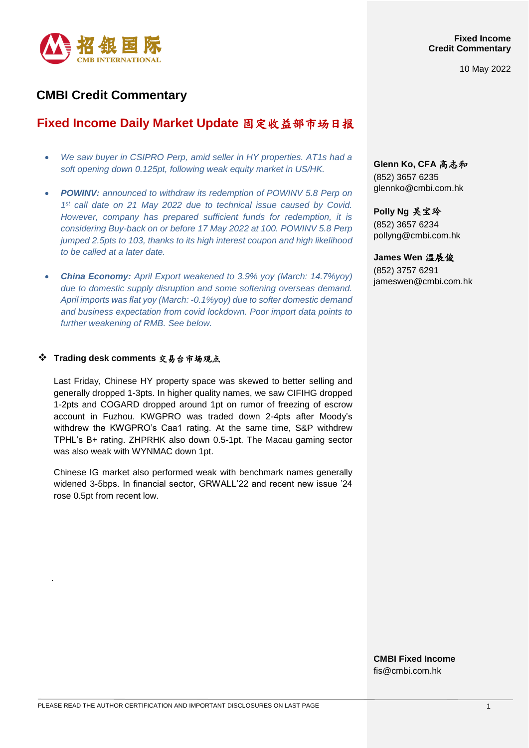Fixed Income
Credit Commentary

10 May 2022

# CMBI Credit Commentary

## Fixed Income Daily Market Update 固定收益部市场日报

- *We saw buyer in CSIPRO Perp, amid seller in HY properties. AT1s had a soft opening down 0.125pt, following weak equity market in US/HK.*
- ***POWINV:*** *announced to withdraw its redemption of POWINV 5.8 Perp on 1st call date on 21 May 2022 due to technical issue caused by Covid. However, company has prepared sufficient funds for redemption, it is considering Buy-back on or before 17 May 2022 at 100. POWINV 5.8 Perp jumped 2.5pts to 103, thanks to its high interest coupon and high likelihood to be called at a later date.*
- ***China Economy:*** *April Export weakened to 3.9% yoy (March: 14.7%yoy) due to domestic supply disruption and some softening overseas demand. April imports was flat yoy (March: -0.1%yoy) due to softer domestic demand and business expectation from covid lockdown. Poor import data points to further weakening of RMB. See below.*

### ❖ Trading desk comments 交易台市场观点

Last Friday, Chinese HY property space was skewed to better selling and generally dropped 1-3pts. In higher quality names, we saw CIFIHG dropped 1-2pts and COGARD dropped around 1pt on rumor of freezing of escrow account in Fuzhou. KWGPRO was traded down 2-4pts after Moody's withdrew the KWGPRO's Caa1 rating. At the same time, S&P withdrew TPHL's B+ rating. ZHPRHK also down 0.5-1pt. The Macau gaming sector was also weak with WYNMAC down 1pt.

Chinese IG market also performed weak with benchmark names generally widened 3-5bps. In financial sector, GRWALL'22 and recent new issue '24 rose 0.5pt from recent low.

**Glenn Ko, CFA 高志和**
(852) 3657 6235
glennko@cmbi.com.hk

**Polly Ng 吴宝玲**
(852) 3657 6234
pollyng@cmbi.com.hk

**James Wen 温展俊**
(852) 3757 6291
jameswen@cmbi.com.hk

**CMBI Fixed Income**
fis@cmbi.com.hk

PLEASE READ THE AUTHOR CERTIFICATION AND IMPORTANT DISCLOSURES ON LAST PAGE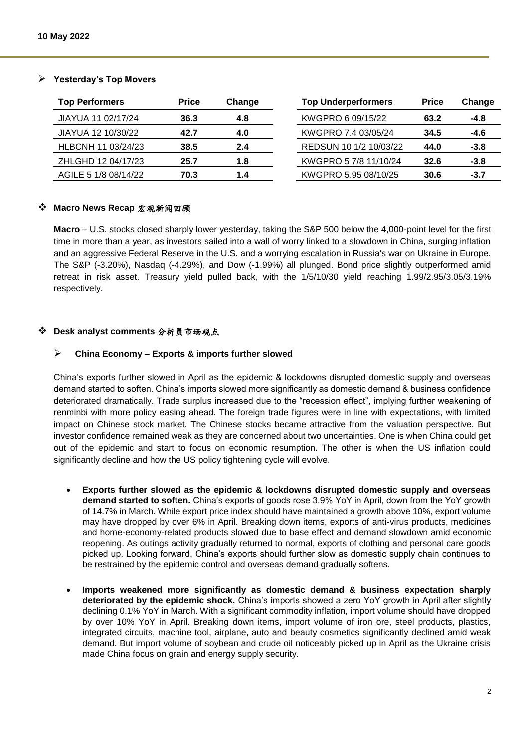## Yesterday's Top Movers

| Top Performers | Price | Change |
|---|---|---|
| JIAYUA 11 02/17/24 | **36.3** | **4.8** |
| JIAYUA 12 10/30/22 | **42.7** | **4.0** |
| HLBCNH 11 03/24/23 | **38.5** | **2.4** |
| ZHLGHD 12 04/17/23 | **25.7** | **1.8** |
| AGILE 5 1/8 08/14/22 | **70.3** | **1.4** |

| Top Underperformers | Price | Change |
|---|---|---|
| KWGPRO 6 09/15/22 | **63.2** | **-4.8** |
| KWGPRO 7.4 03/05/24 | **34.5** | **-4.6** |
| REDSUN 10 1/2 10/03/22 | **44.0** | **-3.8** |
| KWGPRO 5 7/8 11/10/24 | **32.6** | **-3.8** |
| KWGPRO 5.95 08/10/25 | **30.6** | **-3.7** |

## Macro News Recap 宏观新闻回顾

**Macro** – U.S. stocks closed sharply lower yesterday, taking the S&P 500 below the 4,000-point level for the first time in more than a year, as investors sailed into a wall of worry linked to a slowdown in China, surging inflation and an aggressive Federal Reserve in the U.S. and a worrying escalation in Russia's war on Ukraine in Europe. The S&P (-3.20%), Nasdaq (-4.29%), and Dow (-1.99%) all plunged. Bond price slightly outperformed amid retreat in risk asset. Treasury yield pulled back, with the 1/5/10/30 yield reaching 1.99/2.95/3.05/3.19% respectively.

## Desk analyst comments 分析员市场观点

### China Economy – Exports & imports further slowed

China's exports further slowed in April as the epidemic & lockdowns disrupted domestic supply and overseas demand started to soften. China's imports slowed more significantly as domestic demand & business confidence deteriorated dramatically. Trade surplus increased due to the "recession effect", implying further weakening of renminbi with more policy easing ahead. The foreign trade figures were in line with expectations, with limited impact on Chinese stock market. The Chinese stocks became attractive from the valuation perspective. But investor confidence remained weak as they are concerned about two uncertainties. One is when China could get out of the epidemic and start to focus on economic resumption. The other is when the US inflation could significantly decline and how the US policy tightening cycle will evolve.

- **Exports further slowed as the epidemic & lockdowns disrupted domestic supply and overseas demand started to soften.** China's exports of goods rose 3.9% YoY in April, down from the YoY growth of 14.7% in March. While export price index should have maintained a growth above 10%, export volume may have dropped by over 6% in April. Breaking down items, exports of anti-virus products, medicines and home-economy-related products slowed due to base effect and demand slowdown amid economic reopening. As outings activity gradually returned to normal, exports of clothing and personal care goods picked up. Looking forward, China's exports should further slow as domestic supply chain continues to be restrained by the epidemic control and overseas demand gradually softens.

- **Imports weakened more significantly as domestic demand & business expectation sharply deteriorated by the epidemic shock.** China's imports showed a zero YoY growth in April after slightly declining 0.1% YoY in March. With a significant commodity inflation, import volume should have dropped by over 10% YoY in April. Breaking down items, import volume of iron ore, steel products, plastics, integrated circuits, machine tool, airplane, auto and beauty cosmetics significantly declined amid weak demand. But import volume of soybean and crude oil noticeably picked up in April as the Ukraine crisis made China focus on grain and energy supply security.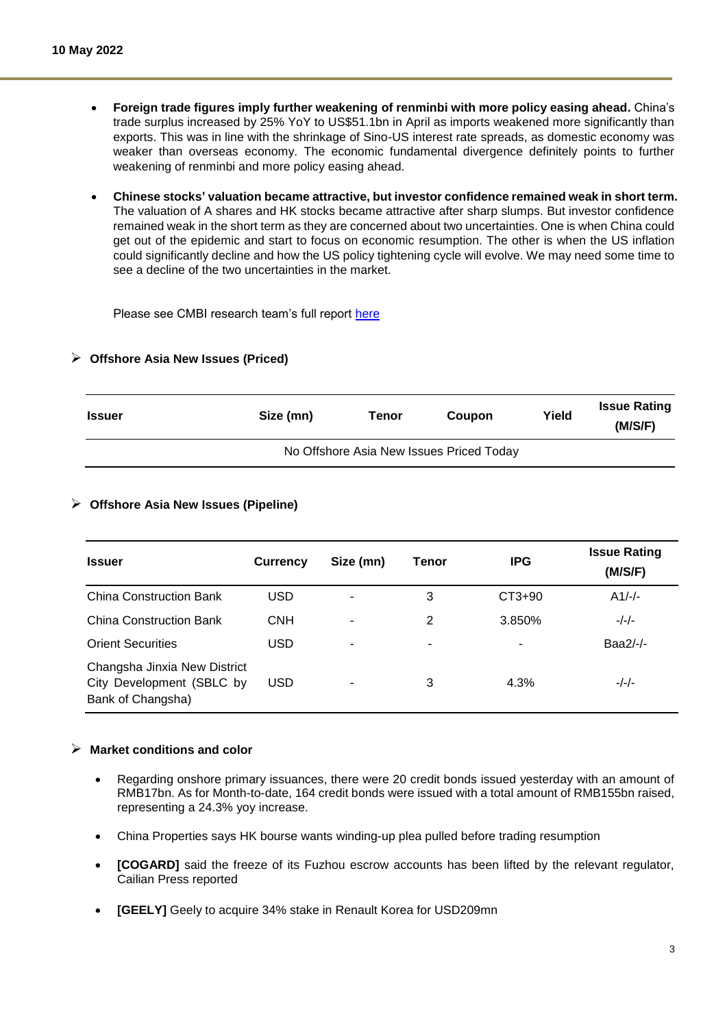- **Foreign trade figures imply further weakening of renminbi with more policy easing ahead.** China's trade surplus increased by 25% YoY to US$51.1bn in April as imports weakened more significantly than exports. This was in line with the shrinkage of Sino-US interest rate spreads, as domestic economy was weaker than overseas economy. The economic fundamental divergence definitely points to further weakening of renminbi and more policy easing ahead.

- **Chinese stocks' valuation became attractive, but investor confidence remained weak in short term.** The valuation of A shares and HK stocks became attractive after sharp slumps. But investor confidence remained weak in the short term as they are concerned about two uncertainties. One is when China could get out of the epidemic and start to focus on economic resumption. The other is when the US inflation could significantly decline and how the US policy tightening cycle will evolve. We may need some time to see a decline of the two uncertainties in the market.

Please see CMBI research team's full report here

## Offshore Asia New Issues (Priced)

| Issuer | Size (mn) | Tenor | Coupon | Yield | Issue Rating (M/S/F) |
|---|---|---|---|---|---|
| No Offshore Asia New Issues Priced Today | | | | | |

## Offshore Asia New Issues (Pipeline)

| Issuer | Currency | Size (mn) | Tenor | IPG | Issue Rating (M/S/F) |
|---|---|---|---|---|---|
| China Construction Bank | USD | - | 3 | CT3+90 | A1/-/- |
| China Construction Bank | CNH | - | 2 | 3.850% | -/-/- |
| Orient Securities | USD | - | - | - | Baa2/-/- |
| Changsha Jinxia New District City Development (SBLC by Bank of Changsha) | USD | - | 3 | 4.3% | -/-/- |

## Market conditions and color

- Regarding onshore primary issuances, there were 20 credit bonds issued yesterday with an amount of RMB17bn. As for Month-to-date, 164 credit bonds were issued with a total amount of RMB155bn raised, representing a 24.3% yoy increase.

- China Properties says HK bourse wants winding-up plea pulled before trading resumption

- **[COGARD]** said the freeze of its Fuzhou escrow accounts has been lifted by the relevant regulator, Cailian Press reported

- **[GEELY]** Geely to acquire 34% stake in Renault Korea for USD209mn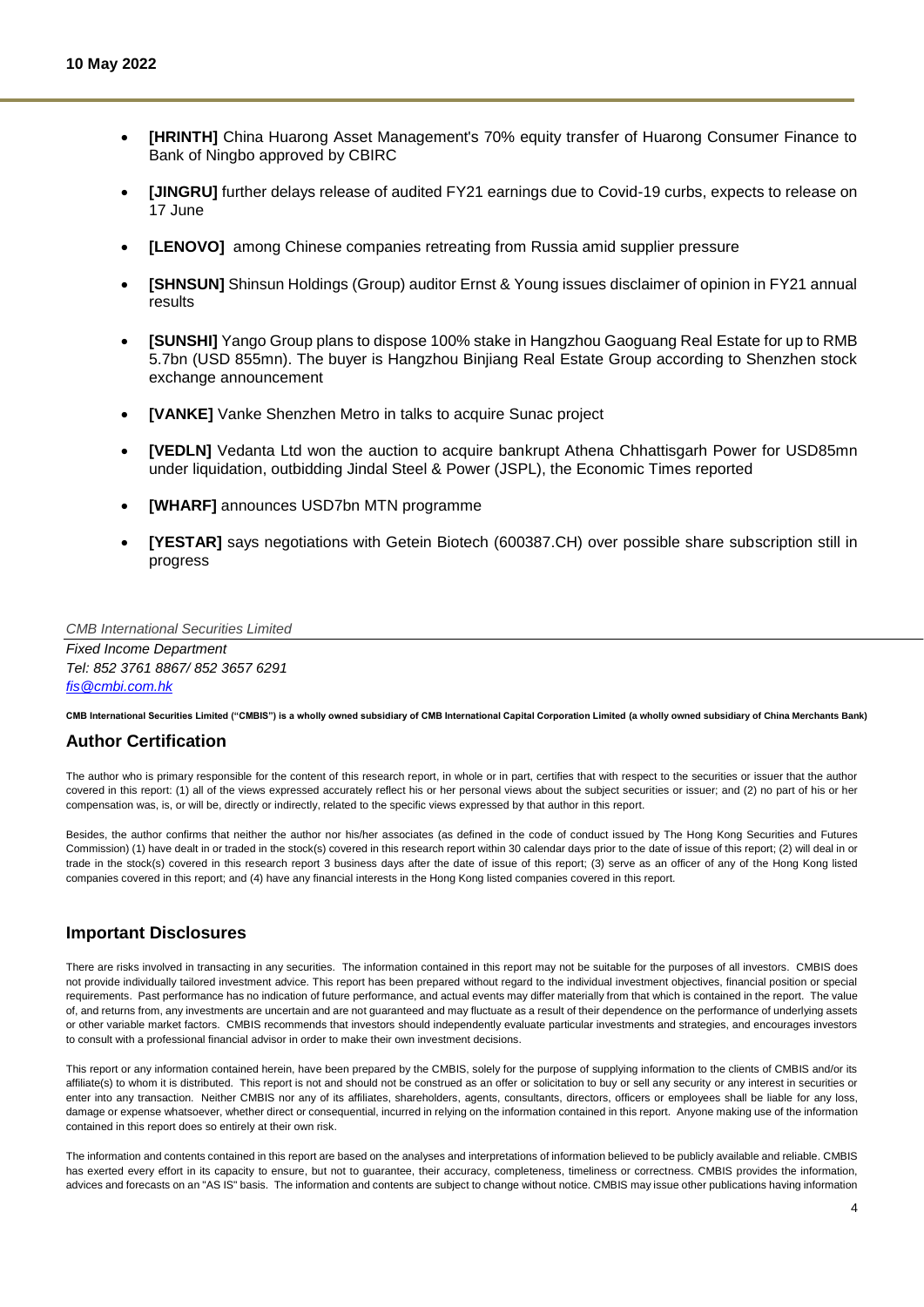- **[HRINTH]** China Huarong Asset Management's 70% equity transfer of Huarong Consumer Finance to Bank of Ningbo approved by CBIRC

- **[JINGRU]** further delays release of audited FY21 earnings due to Covid-19 curbs, expects to release on 17 June

- **[LENOVO]** among Chinese companies retreating from Russia amid supplier pressure

- **[SHNSUN]** Shinsun Holdings (Group) auditor Ernst & Young issues disclaimer of opinion in FY21 annual results

- **[SUNSHI]** Yango Group plans to dispose 100% stake in Hangzhou Gaoguang Real Estate for up to RMB 5.7bn (USD 855mn). The buyer is Hangzhou Binjiang Real Estate Group according to Shenzhen stock exchange announcement

- **[VANKE]** Vanke Shenzhen Metro in talks to acquire Sunac project

- **[VEDLN]** Vedanta Ltd won the auction to acquire bankrupt Athena Chhattisgarh Power for USD85mn under liquidation, outbidding Jindal Steel & Power (JSPL), the Economic Times reported

- **[WHARF]** announces USD7bn MTN programme

- **[YESTAR]** says negotiations with Getein Biotech (600387.CH) over possible share subscription still in progress

*CMB International Securities Limited*
*Fixed Income Department*
*Tel: 852 3761 8867/ 852 3657 6291*
*fis@cmbi.com.hk*

**CMB International Securities Limited ("CMBIS") is a wholly owned subsidiary of CMB International Capital Corporation Limited (a wholly owned subsidiary of China Merchants Bank)**

## Author Certification

The author who is primary responsible for the content of this research report, in whole or in part, certifies that with respect to the securities or issuer that the author covered in this report: (1) all of the views expressed accurately reflect his or her personal views about the subject securities or issuer; and (2) no part of his or her compensation was, is, or will be, directly or indirectly, related to the specific views expressed by that author in this report.

Besides, the author confirms that neither the author nor his/her associates (as defined in the code of conduct issued by The Hong Kong Securities and Futures Commission) (1) have dealt in or traded in the stock(s) covered in this research report within 30 calendar days prior to the date of issue of this report; (2) will deal in or trade in the stock(s) covered in this research report 3 business days after the date of issue of this report; (3) serve as an officer of any of the Hong Kong listed companies covered in this report; and (4) have any financial interests in the Hong Kong listed companies covered in this report.

## Important Disclosures

There are risks involved in transacting in any securities. The information contained in this report may not be suitable for the purposes of all investors. CMBIS does not provide individually tailored investment advice. This report has been prepared without regard to the individual investment objectives, financial position or special requirements. Past performance has no indication of future performance, and actual events may differ materially from that which is contained in the report. The value of, and returns from, any investments are uncertain and are not guaranteed and may fluctuate as a result of their dependence on the performance of underlying assets or other variable market factors. CMBIS recommends that investors should independently evaluate particular investments and strategies, and encourages investors to consult with a professional financial advisor in order to make their own investment decisions.

This report or any information contained herein, have been prepared by the CMBIS, solely for the purpose of supplying information to the clients of CMBIS and/or its affiliate(s) to whom it is distributed. This report is not and should not be construed as an offer or solicitation to buy or sell any security or any interest in securities or enter into any transaction. Neither CMBIS nor any of its affiliates, shareholders, agents, consultants, directors, officers or employees shall be liable for any loss, damage or expense whatsoever, whether direct or consequential, incurred in relying on the information contained in this report. Anyone making use of the information contained in this report does so entirely at their own risk.

The information and contents contained in this report are based on the analyses and interpretations of information believed to be publicly available and reliable. CMBIS has exerted every effort in its capacity to ensure, but not to guarantee, their accuracy, completeness, timeliness or correctness. CMBIS provides the information, advices and forecasts on an "AS IS" basis. The information and contents are subject to change without notice. CMBIS may issue other publications having information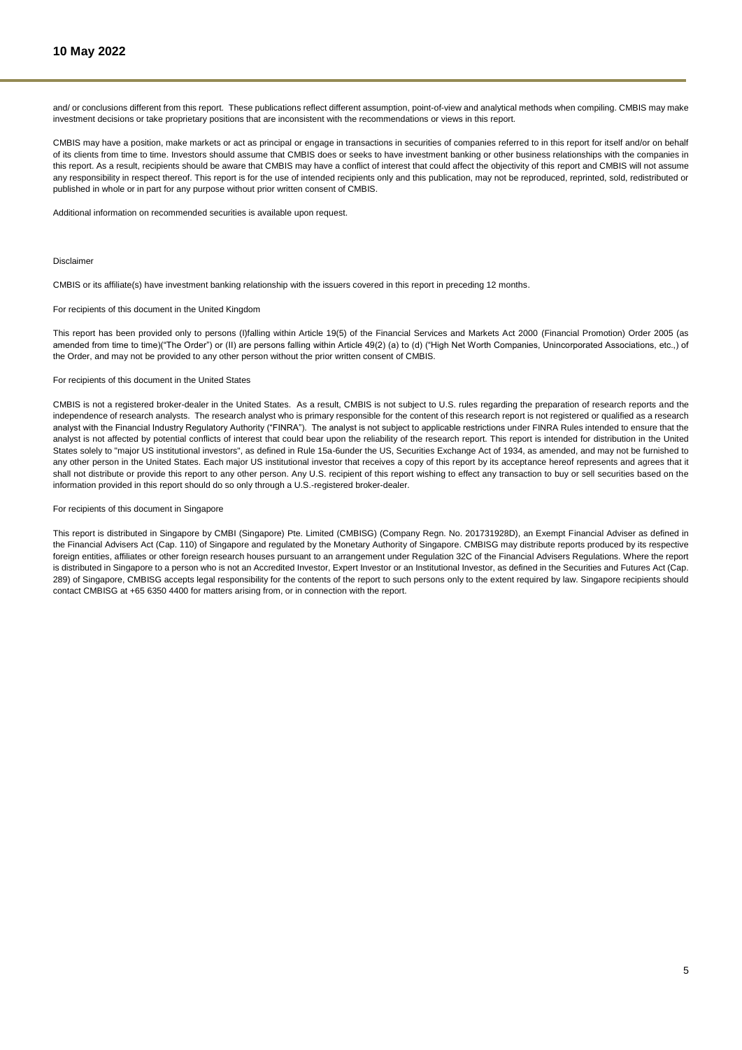and/ or conclusions different from this report. These publications reflect different assumption, point-of-view and analytical methods when compiling. CMBIS may make investment decisions or take proprietary positions that are inconsistent with the recommendations or views in this report.

CMBIS may have a position, make markets or act as principal or engage in transactions in securities of companies referred to in this report for itself and/or on behalf of its clients from time to time. Investors should assume that CMBIS does or seeks to have investment banking or other business relationships with the companies in this report. As a result, recipients should be aware that CMBIS may have a conflict of interest that could affect the objectivity of this report and CMBIS will not assume any responsibility in respect thereof. This report is for the use of intended recipients only and this publication, may not be reproduced, reprinted, sold, redistributed or published in whole or in part for any purpose without prior written consent of CMBIS.

Additional information on recommended securities is available upon request.

Disclaimer

CMBIS or its affiliate(s) have investment banking relationship with the issuers covered in this report in preceding 12 months.

For recipients of this document in the United Kingdom

This report has been provided only to persons (I)falling within Article 19(5) of the Financial Services and Markets Act 2000 (Financial Promotion) Order 2005 (as amended from time to time)("The Order") or (II) are persons falling within Article 49(2) (a) to (d) ("High Net Worth Companies, Unincorporated Associations, etc.,) of the Order, and may not be provided to any other person without the prior written consent of CMBIS.

For recipients of this document in the United States

CMBIS is not a registered broker-dealer in the United States. As a result, CMBIS is not subject to U.S. rules regarding the preparation of research reports and the independence of research analysts. The research analyst who is primary responsible for the content of this research report is not registered or qualified as a research analyst with the Financial Industry Regulatory Authority ("FINRA"). The analyst is not subject to applicable restrictions under FINRA Rules intended to ensure that the analyst is not affected by potential conflicts of interest that could bear upon the reliability of the research report. This report is intended for distribution in the United States solely to "major US institutional investors", as defined in Rule 15a-6under the US, Securities Exchange Act of 1934, as amended, and may not be furnished to any other person in the United States. Each major US institutional investor that receives a copy of this report by its acceptance hereof represents and agrees that it shall not distribute or provide this report to any other person. Any U.S. recipient of this report wishing to effect any transaction to buy or sell securities based on the information provided in this report should do so only through a U.S.-registered broker-dealer.

For recipients of this document in Singapore

This report is distributed in Singapore by CMBI (Singapore) Pte. Limited (CMBISG) (Company Regn. No. 201731928D), an Exempt Financial Adviser as defined in the Financial Advisers Act (Cap. 110) of Singapore and regulated by the Monetary Authority of Singapore. CMBISG may distribute reports produced by its respective foreign entities, affiliates or other foreign research houses pursuant to an arrangement under Regulation 32C of the Financial Advisers Regulations. Where the report is distributed in Singapore to a person who is not an Accredited Investor, Expert Investor or an Institutional Investor, as defined in the Securities and Futures Act (Cap. 289) of Singapore, CMBISG accepts legal responsibility for the contents of the report to such persons only to the extent required by law. Singapore recipients should contact CMBISG at +65 6350 4400 for matters arising from, or in connection with the report.